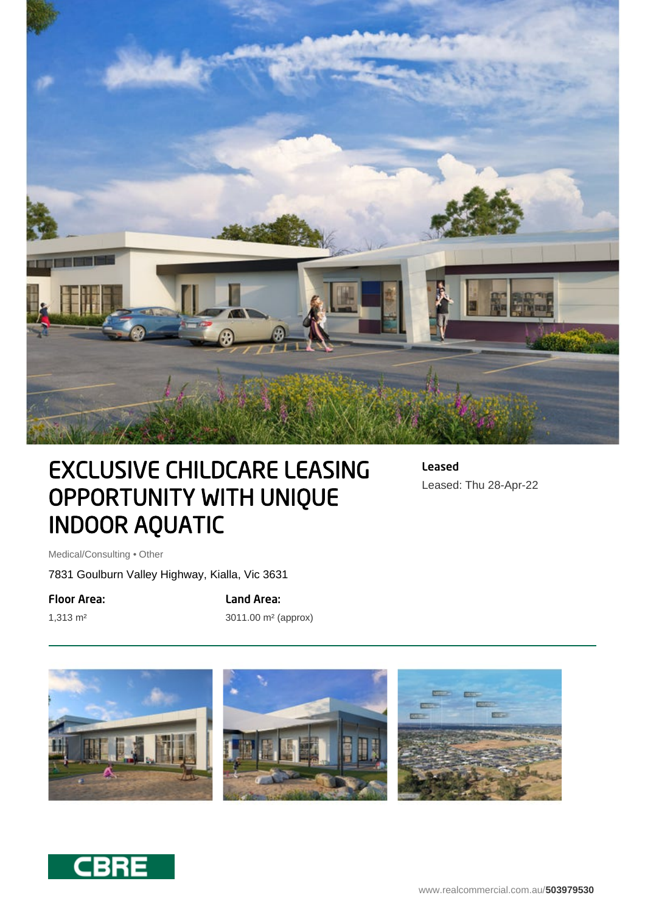# EXCLUSIVE CHILDCARE LEASING OPPORTUNITY WITH UNIQUE INDOOR AQUATIC

**Leased**

Leased: Thu 28-Apr-22

Medical/Consulting • Other

7831 Goulburn Valley Highway, Kialla, Vic 3631

**Floor Area:**

1,313 m²

**Land Area:**

3011.00 m² (approx)

www.realcommercial.com.au/**503979530**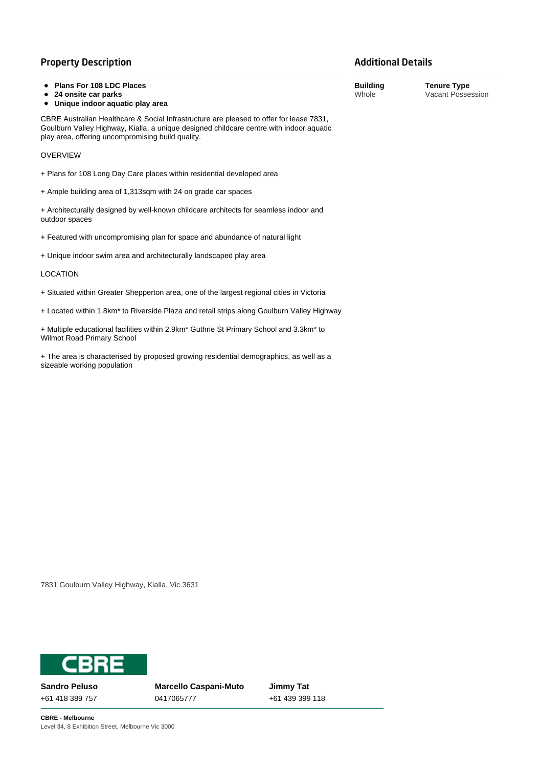## Property Description

- **Plans For 108 LDC Places**
- **24 onsite car parks**
- **Unique indoor aquatic play area**

CBRE Australian Healthcare & Social Infrastructure are pleased to offer for lease 7831, Goulburn Valley Highway, Kialla, a unique designed childcare centre with indoor aquatic play area, offering uncompromising build quality.

OVERVIEW

+ Plans for 108 Long Day Care places within residential developed area

+ Ample building area of 1,313sqm with 24 on grade car spaces

+ Architecturally designed by well-known childcare architects for seamless indoor and outdoor spaces

+ Featured with uncompromising plan for space and abundance of natural light

+ Unique indoor swim area and architecturally landscaped play area

LOCATION

+ Situated within Greater Shepperton area, one of the largest regional cities in Victoria

+ Located within 1.8km* to Riverside Plaza and retail strips along Goulburn Valley Highway

+ Multiple educational facilities within 2.9km* Guthrie St Primary School and 3.3km* to Wilmot Road Primary School

+ The area is characterised by proposed growing residential demographics, as well as a sizeable working population

## Additional Details

| Building | Tenure Type |
|---|---|
| Whole | Vacant Possession |

7831 Goulburn Valley Highway, Kialla, Vic 3631

CBRE

| Sandro Peluso | Marcello Caspani-Muto | Jimmy Tat |
|---|---|---|
| +61 418 389 757 | 0417065777 | +61 439 399 118 |

**CBRE - Melbourne**
Level 34, 8 Exhibition Street, Melbourne Vic 3000